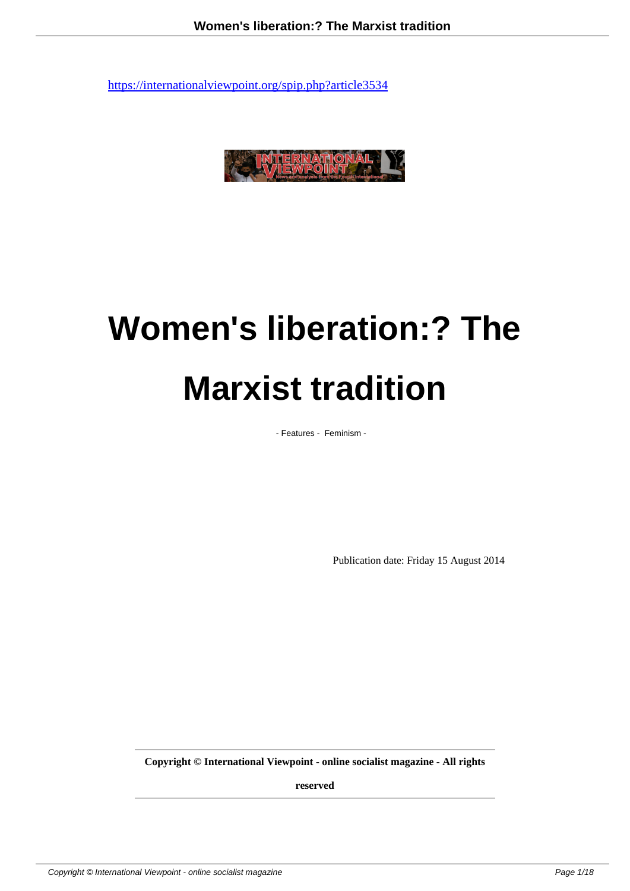https://internationalviewpoint.org/spip.php?article3534

# Women's liberation:? The Marxist tradition

- Features - Feminism -

Publication date: Friday 15 August 2014

**Copyright © International Viewpoint - online socialist magazine - All rights reserved**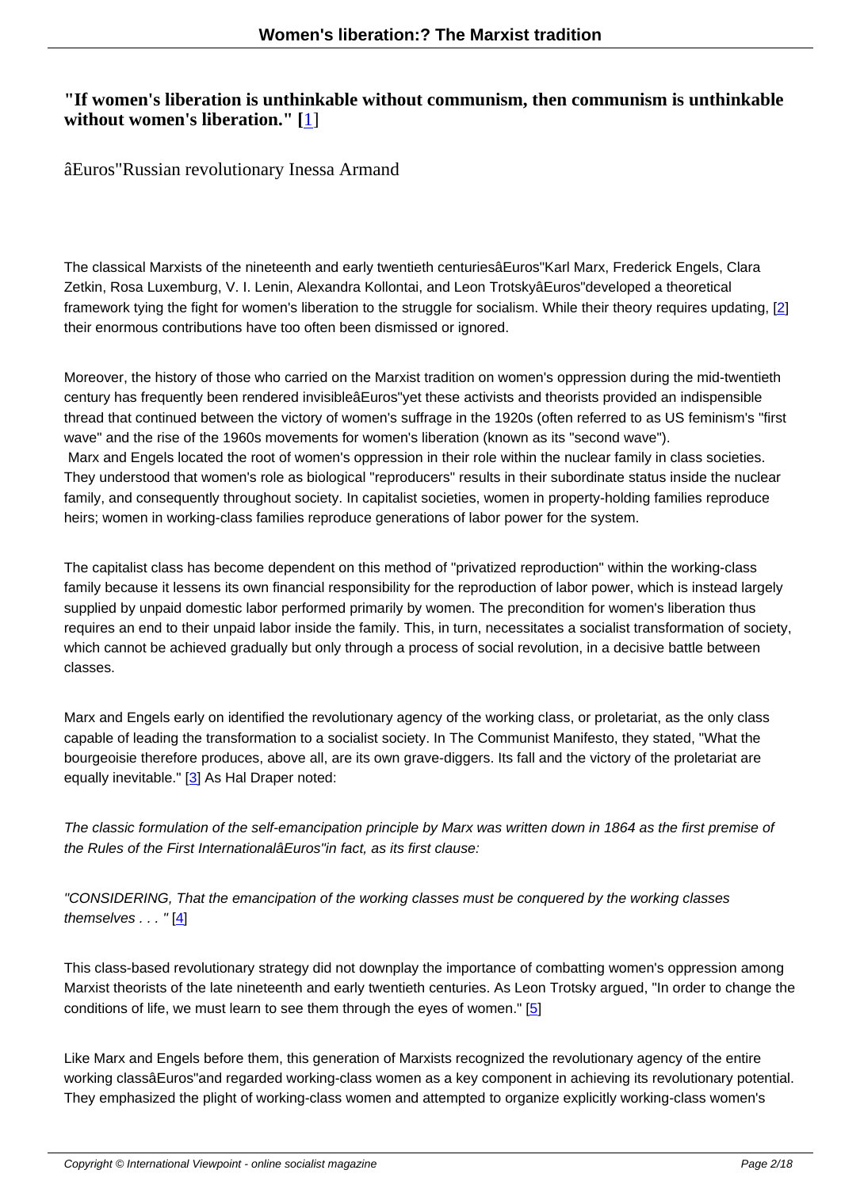**"If women's liberation is unthinkable without communism, then communism is unthinkable without women's liberation." [1]**

âEuros"Russian revolutionary Inessa Armand

The classical Marxists of the nineteenth and early twentieth centuriesâEuros"Karl Marx, Frederick Engels, Clara Zetkin, Rosa Luxemburg, V. I. Lenin, Alexandra Kollontai, and Leon TrotskyâEuros"developed a theoretical framework tying the fight for women's liberation to the struggle for socialism. While their theory requires updating, [2] their enormous contributions have too often been dismissed or ignored.

Moreover, the history of those who carried on the Marxist tradition on women's oppression during the mid-twentieth century has frequently been rendered invisibleâEuros"yet these activists and theorists provided an indispensible thread that continued between the victory of women's suffrage in the 1920s (often referred to as US feminism's "first wave" and the rise of the 1960s movements for women's liberation (known as its "second wave").

Marx and Engels located the root of women's oppression in their role within the nuclear family in class societies. They understood that women's role as biological "reproducers" results in their subordinate status inside the nuclear family, and consequently throughout society. In capitalist societies, women in property-holding families reproduce heirs; women in working-class families reproduce generations of labor power for the system.

The capitalist class has become dependent on this method of "privatized reproduction" within the working-class family because it lessens its own financial responsibility for the reproduction of labor power, which is instead largely supplied by unpaid domestic labor performed primarily by women. The precondition for women's liberation thus requires an end to their unpaid labor inside the family. This, in turn, necessitates a socialist transformation of society, which cannot be achieved gradually but only through a process of social revolution, in a decisive battle between classes.

Marx and Engels early on identified the revolutionary agency of the working class, or proletariat, as the only class capable of leading the transformation to a socialist society. In The Communist Manifesto, they stated, "What the bourgeoisie therefore produces, above all, are its own grave-diggers. Its fall and the victory of the proletariat are equally inevitable." [3] As Hal Draper noted:

*The classic formulation of the self-emancipation principle by Marx was written down in 1864 as the first premise of the Rules of the First InternationalâEuros"in fact, as its first clause:*

*"CONSIDERING, That the emancipation of the working classes must be conquered by the working classes themselves . . . "* [4]

This class-based revolutionary strategy did not downplay the importance of combatting women's oppression among Marxist theorists of the late nineteenth and early twentieth centuries. As Leon Trotsky argued, "In order to change the conditions of life, we must learn to see them through the eyes of women." [5]

Like Marx and Engels before them, this generation of Marxists recognized the revolutionary agency of the entire working classâEuros"and regarded working-class women as a key component in achieving its revolutionary potential. They emphasized the plight of working-class women and attempted to organize explicitly working-class women's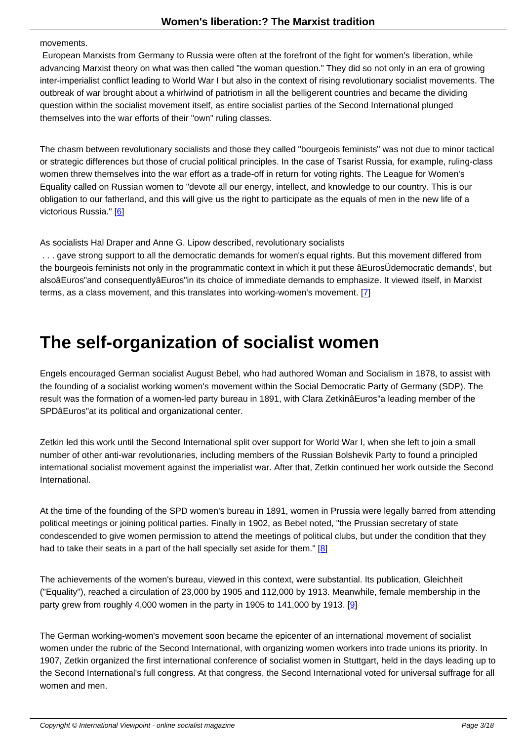movements.

European Marxists from Germany to Russia were often at the forefront of the fight for women's liberation, while advancing Marxist theory on what was then called "the woman question." They did so not only in an era of growing inter-imperialist conflict leading to World War I but also in the context of rising revolutionary socialist movements. The outbreak of war brought about a whirlwind of patriotism in all the belligerent countries and became the dividing question within the socialist movement itself, as entire socialist parties of the Second International plunged themselves into the war efforts of their "own" ruling classes.

The chasm between revolutionary socialists and those they called "bourgeois feminists" was not due to minor tactical or strategic differences but those of crucial political principles. In the case of Tsarist Russia, for example, ruling-class women threw themselves into the war effort as a trade-off in return for voting rights. The League for Women's Equality called on Russian women to "devote all our energy, intellect, and knowledge to our country. This is our obligation to our fatherland, and this will give us the right to participate as the equals of men in the new life of a victorious Russia." [6]

As socialists Hal Draper and Anne G. Lipow described, revolutionary socialists

> . . . gave strong support to all the democratic demands for women's equal rights. But this movement differed from the bourgeois feminists not only in the programmatic context in which it put these âEurosÜdemocratic demands', but alsoâEuros"and consequentlyâEuros"in its choice of immediate demands to emphasize. It viewed itself, in Marxist terms, as a class movement, and this translates into working-women's movement. [7]

# The self-organization of socialist women

Engels encouraged German socialist August Bebel, who had authored Woman and Socialism in 1878, to assist with the founding of a socialist working women's movement within the Social Democratic Party of Germany (SDP). The result was the formation of a women-led party bureau in 1891, with Clara ZetkinâEuros"a leading member of the SPDâEuros"at its political and organizational center.

Zetkin led this work until the Second International split over support for World War I, when she left to join a small number of other anti-war revolutionaries, including members of the Russian Bolshevik Party to found a principled international socialist movement against the imperialist war. After that, Zetkin continued her work outside the Second International.

At the time of the founding of the SPD women's bureau in 1891, women in Prussia were legally barred from attending political meetings or joining political parties. Finally in 1902, as Bebel noted, "the Prussian secretary of state condescended to give women permission to attend the meetings of political clubs, but under the condition that they had to take their seats in a part of the hall specially set aside for them." [8]

The achievements of the women's bureau, viewed in this context, were substantial. Its publication, Gleichheit ("Equality"), reached a circulation of 23,000 by 1905 and 112,000 by 1913. Meanwhile, female membership in the party grew from roughly 4,000 women in the party in 1905 to 141,000 by 1913. [9]

The German working-women's movement soon became the epicenter of an international movement of socialist women under the rubric of the Second International, with organizing women workers into trade unions its priority. In 1907, Zetkin organized the first international conference of socialist women in Stuttgart, held in the days leading up to the Second International's full congress. At that congress, the Second International voted for universal suffrage for all women and men.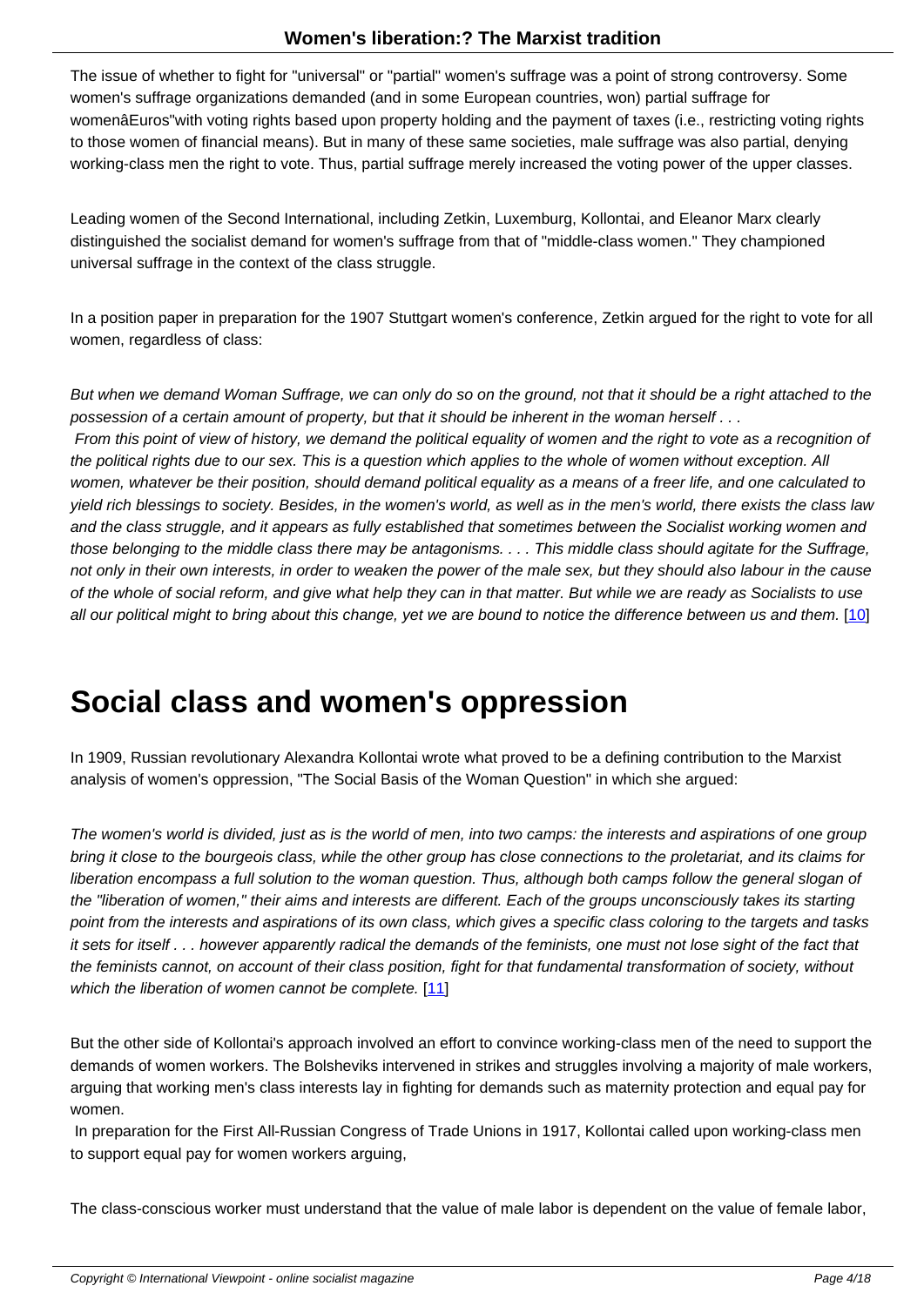The issue of whether to fight for "universal" or "partial" women's suffrage was a point of strong controversy. Some women's suffrage organizations demanded (and in some European countries, won) partial suffrage for womenâEuros"with voting rights based upon property holding and the payment of taxes (i.e., restricting voting rights to those women of financial means). But in many of these same societies, male suffrage was also partial, denying working-class men the right to vote. Thus, partial suffrage merely increased the voting power of the upper classes.

Leading women of the Second International, including Zetkin, Luxemburg, Kollontai, and Eleanor Marx clearly distinguished the socialist demand for women's suffrage from that of "middle-class women." They championed universal suffrage in the context of the class struggle.

In a position paper in preparation for the 1907 Stuttgart women's conference, Zetkin argued for the right to vote for all women, regardless of class:

*But when we demand Woman Suffrage, we can only do so on the ground, not that it should be a right attached to the possession of a certain amount of property, but that it should be inherent in the woman herself . . .*
*From this point of view of history, we demand the political equality of women and the right to vote as a recognition of the political rights due to our sex. This is a question which applies to the whole of women without exception. All women, whatever be their position, should demand political equality as a means of a freer life, and one calculated to yield rich blessings to society. Besides, in the women's world, as well as in the men's world, there exists the class law and the class struggle, and it appears as fully established that sometimes between the Socialist working women and those belonging to the middle class there may be antagonisms. . . . This middle class should agitate for the Suffrage, not only in their own interests, in order to weaken the power of the male sex, but they should also labour in the cause of the whole of social reform, and give what help they can in that matter. But while we are ready as Socialists to use all our political might to bring about this change, yet we are bound to notice the difference between us and them.* [10]

# Social class and women's oppression

In 1909, Russian revolutionary Alexandra Kollontai wrote what proved to be a defining contribution to the Marxist analysis of women's oppression, "The Social Basis of the Woman Question" in which she argued:

*The women's world is divided, just as is the world of men, into two camps: the interests and aspirations of one group bring it close to the bourgeois class, while the other group has close connections to the proletariat, and its claims for liberation encompass a full solution to the woman question. Thus, although both camps follow the general slogan of the "liberation of women," their aims and interests are different. Each of the groups unconsciously takes its starting point from the interests and aspirations of its own class, which gives a specific class coloring to the targets and tasks it sets for itself . . . however apparently radical the demands of the feminists, one must not lose sight of the fact that the feminists cannot, on account of their class position, fight for that fundamental transformation of society, without which the liberation of women cannot be complete.* [11]

But the other side of Kollontai's approach involved an effort to convince working-class men of the need to support the demands of women workers. The Bolsheviks intervened in strikes and struggles involving a majority of male workers, arguing that working men's class interests lay in fighting for demands such as maternity protection and equal pay for women.

In preparation for the First All-Russian Congress of Trade Unions in 1917, Kollontai called upon working-class men to support equal pay for women workers arguing,

The class-conscious worker must understand that the value of male labor is dependent on the value of female labor,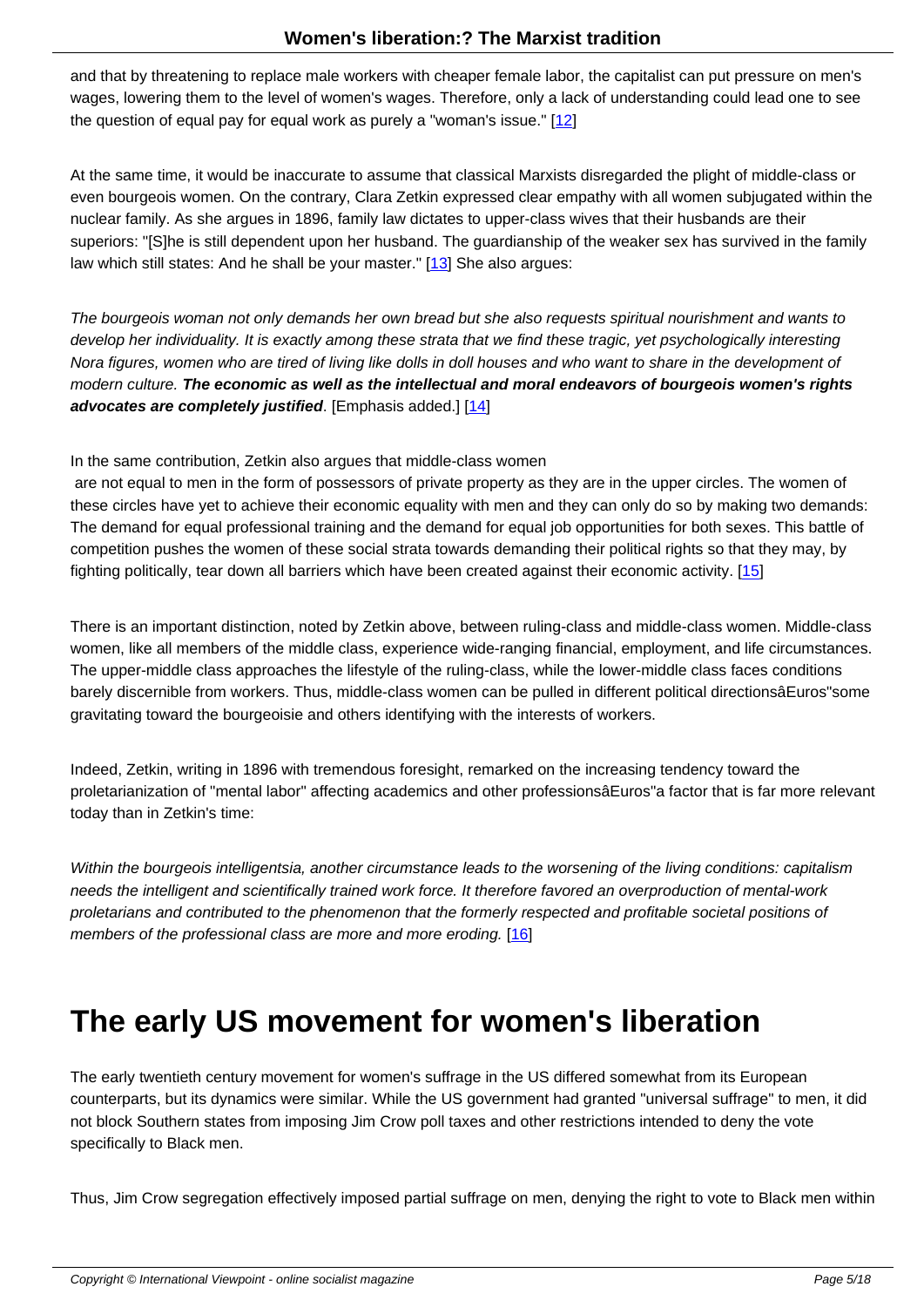and that by threatening to replace male workers with cheaper female labor, the capitalist can put pressure on men's wages, lowering them to the level of women's wages. Therefore, only a lack of understanding could lead one to see the question of equal pay for equal work as purely a "woman's issue." [12]

At the same time, it would be inaccurate to assume that classical Marxists disregarded the plight of middle-class or even bourgeois women. On the contrary, Clara Zetkin expressed clear empathy with all women subjugated within the nuclear family. As she argues in 1896, family law dictates to upper-class wives that their husbands are their superiors: "[S]he is still dependent upon her husband. The guardianship of the weaker sex has survived in the family law which still states: And he shall be your master." [13] She also argues:

*The bourgeois woman not only demands her own bread but she also requests spiritual nourishment and wants to develop her individuality. It is exactly among these strata that we find these tragic, yet psychologically interesting Nora figures, women who are tired of living like dolls in doll houses and who want to share in the development of modern culture.* ***The economic as well as the intellectual and moral endeavors of bourgeois women's rights advocates are completely justified***. [Emphasis added.] [14]

In the same contribution, Zetkin also argues that middle-class women

are not equal to men in the form of possessors of private property as they are in the upper circles. The women of these circles have yet to achieve their economic equality with men and they can only do so by making two demands: The demand for equal professional training and the demand for equal job opportunities for both sexes. This battle of competition pushes the women of these social strata towards demanding their political rights so that they may, by fighting politically, tear down all barriers which have been created against their economic activity. [15]

There is an important distinction, noted by Zetkin above, between ruling-class and middle-class women. Middle-class women, like all members of the middle class, experience wide-ranging financial, employment, and life circumstances. The upper-middle class approaches the lifestyle of the ruling-class, while the lower-middle class faces conditions barely discernible from workers. Thus, middle-class women can be pulled in different political directionsâEuros"some gravitating toward the bourgeoisie and others identifying with the interests of workers.

Indeed, Zetkin, writing in 1896 with tremendous foresight, remarked on the increasing tendency toward the proletarianization of "mental labor" affecting academics and other professionsâEuros"a factor that is far more relevant today than in Zetkin's time:

*Within the bourgeois intelligentsia, another circumstance leads to the worsening of the living conditions: capitalism needs the intelligent and scientifically trained work force. It therefore favored an overproduction of mental-work proletarians and contributed to the phenomenon that the formerly respected and profitable societal positions of members of the professional class are more and more eroding.* [16]

# The early US movement for women's liberation

The early twentieth century movement for women's suffrage in the US differed somewhat from its European counterparts, but its dynamics were similar. While the US government had granted "universal suffrage" to men, it did not block Southern states from imposing Jim Crow poll taxes and other restrictions intended to deny the vote specifically to Black men.

Thus, Jim Crow segregation effectively imposed partial suffrage on men, denying the right to vote to Black men within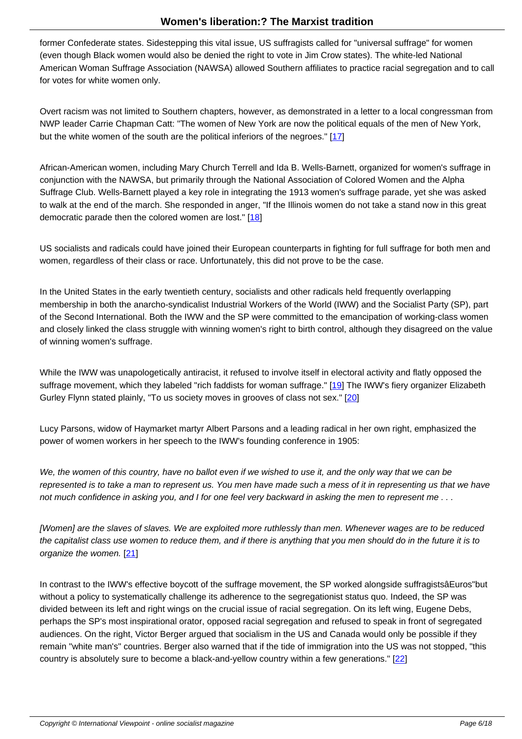former Confederate states. Sidestepping this vital issue, US suffragists called for "universal suffrage" for women (even though Black women would also be denied the right to vote in Jim Crow states). The white-led National American Woman Suffrage Association (NAWSA) allowed Southern affiliates to practice racial segregation and to call for votes for white women only.

Overt racism was not limited to Southern chapters, however, as demonstrated in a letter to a local congressman from NWP leader Carrie Chapman Catt: "The women of New York are now the political equals of the men of New York, but the white women of the south are the political inferiors of the negroes." [17]

African-American women, including Mary Church Terrell and Ida B. Wells-Barnett, organized for women's suffrage in conjunction with the NAWSA, but primarily through the National Association of Colored Women and the Alpha Suffrage Club. Wells-Barnett played a key role in integrating the 1913 women's suffrage parade, yet she was asked to walk at the end of the march. She responded in anger, "If the Illinois women do not take a stand now in this great democratic parade then the colored women are lost." [18]

US socialists and radicals could have joined their European counterparts in fighting for full suffrage for both men and women, regardless of their class or race. Unfortunately, this did not prove to be the case.

In the United States in the early twentieth century, socialists and other radicals held frequently overlapping membership in both the anarcho-syndicalist Industrial Workers of the World (IWW) and the Socialist Party (SP), part of the Second International. Both the IWW and the SP were committed to the emancipation of working-class women and closely linked the class struggle with winning women's right to birth control, although they disagreed on the value of winning women's suffrage.

While the IWW was unapologetically antiracist, it refused to involve itself in electoral activity and flatly opposed the suffrage movement, which they labeled "rich faddists for woman suffrage." [19] The IWW's fiery organizer Elizabeth Gurley Flynn stated plainly, "To us society moves in grooves of class not sex." [20]

Lucy Parsons, widow of Haymarket martyr Albert Parsons and a leading radical in her own right, emphasized the power of women workers in her speech to the IWW's founding conference in 1905:

*We, the women of this country, have no ballot even if we wished to use it, and the only way that we can be represented is to take a man to represent us. You men have made such a mess of it in representing us that we have not much confidence in asking you, and I for one feel very backward in asking the men to represent me . . .*

*[Women] are the slaves of slaves. We are exploited more ruthlessly than men. Whenever wages are to be reduced the capitalist class use women to reduce them, and if there is anything that you men should do in the future it is to organize the women.* [21]

In contrast to the IWW's effective boycott of the suffrage movement, the SP worked alongside suffragistsâEuros"but without a policy to systematically challenge its adherence to the segregationist status quo. Indeed, the SP was divided between its left and right wings on the crucial issue of racial segregation. On its left wing, Eugene Debs, perhaps the SP's most inspirational orator, opposed racial segregation and refused to speak in front of segregated audiences. On the right, Victor Berger argued that socialism in the US and Canada would only be possible if they remain "white man's" countries. Berger also warned that if the tide of immigration into the US was not stopped, "this country is absolutely sure to become a black-and-yellow country within a few generations." [22]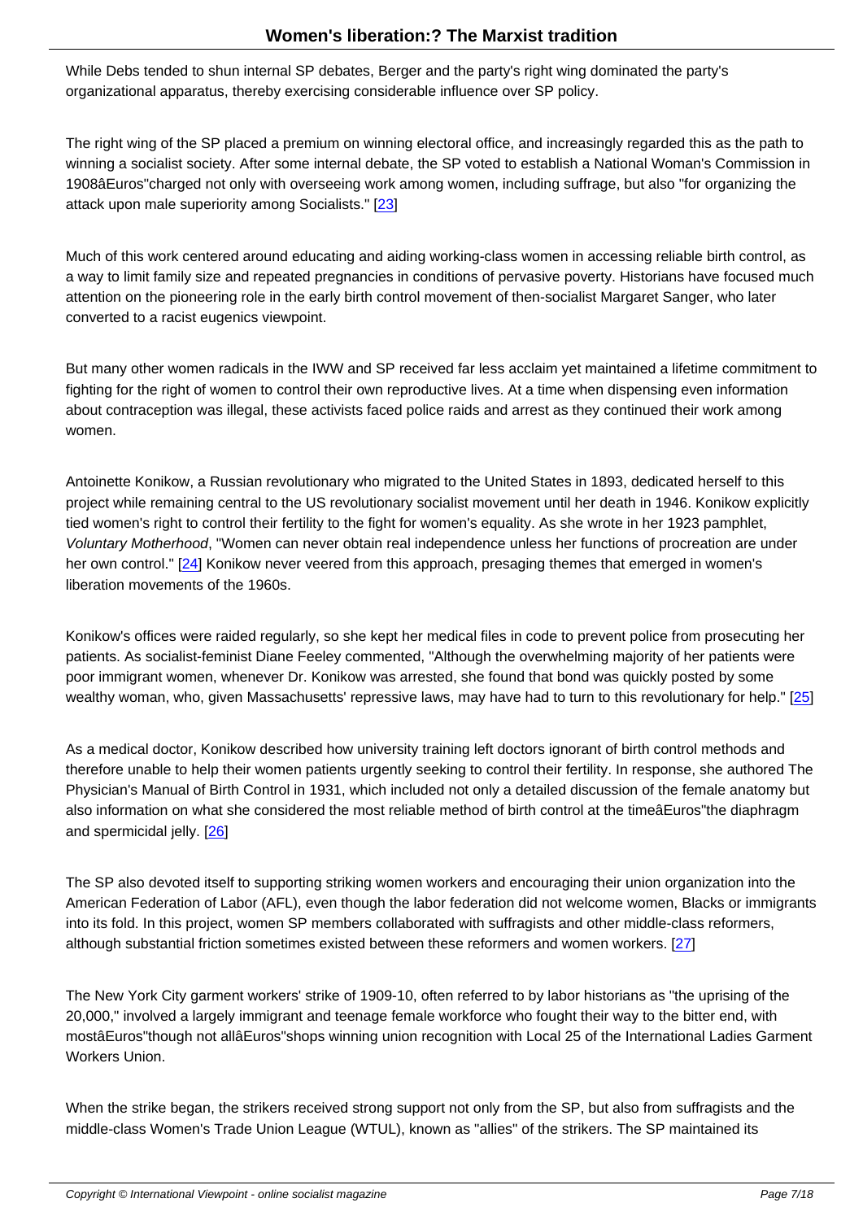While Debs tended to shun internal SP debates, Berger and the party's right wing dominated the party's organizational apparatus, thereby exercising considerable influence over SP policy.

The right wing of the SP placed a premium on winning electoral office, and increasingly regarded this as the path to winning a socialist society. After some internal debate, the SP voted to establish a National Woman's Commission in 1908âEuros"charged not only with overseeing work among women, including suffrage, but also "for organizing the attack upon male superiority among Socialists." [23]

Much of this work centered around educating and aiding working-class women in accessing reliable birth control, as a way to limit family size and repeated pregnancies in conditions of pervasive poverty. Historians have focused much attention on the pioneering role in the early birth control movement of then-socialist Margaret Sanger, who later converted to a racist eugenics viewpoint.

But many other women radicals in the IWW and SP received far less acclaim yet maintained a lifetime commitment to fighting for the right of women to control their own reproductive lives. At a time when dispensing even information about contraception was illegal, these activists faced police raids and arrest as they continued their work among women.

Antoinette Konikow, a Russian revolutionary who migrated to the United States in 1893, dedicated herself to this project while remaining central to the US revolutionary socialist movement until her death in 1946. Konikow explicitly tied women's right to control their fertility to the fight for women's equality. As she wrote in her 1923 pamphlet, *Voluntary Motherhood*, "Women can never obtain real independence unless her functions of procreation are under her own control." [24] Konikow never veered from this approach, presaging themes that emerged in women's liberation movements of the 1960s.

Konikow's offices were raided regularly, so she kept her medical files in code to prevent police from prosecuting her patients. As socialist-feminist Diane Feeley commented, "Although the overwhelming majority of her patients were poor immigrant women, whenever Dr. Konikow was arrested, she found that bond was quickly posted by some wealthy woman, who, given Massachusetts' repressive laws, may have had to turn to this revolutionary for help." [25]

As a medical doctor, Konikow described how university training left doctors ignorant of birth control methods and therefore unable to help their women patients urgently seeking to control their fertility. In response, she authored The Physician's Manual of Birth Control in 1931, which included not only a detailed discussion of the female anatomy but also information on what she considered the most reliable method of birth control at the timeâEuros"the diaphragm and spermicidal jelly. [26]

The SP also devoted itself to supporting striking women workers and encouraging their union organization into the American Federation of Labor (AFL), even though the labor federation did not welcome women, Blacks or immigrants into its fold. In this project, women SP members collaborated with suffragists and other middle-class reformers, although substantial friction sometimes existed between these reformers and women workers. [27]

The New York City garment workers' strike of 1909-10, often referred to by labor historians as "the uprising of the 20,000," involved a largely immigrant and teenage female workforce who fought their way to the bitter end, with mostâEuros"though not allâEuros"shops winning union recognition with Local 25 of the International Ladies Garment Workers Union.

When the strike began, the strikers received strong support not only from the SP, but also from suffragists and the middle-class Women's Trade Union League (WTUL), known as "allies" of the strikers. The SP maintained its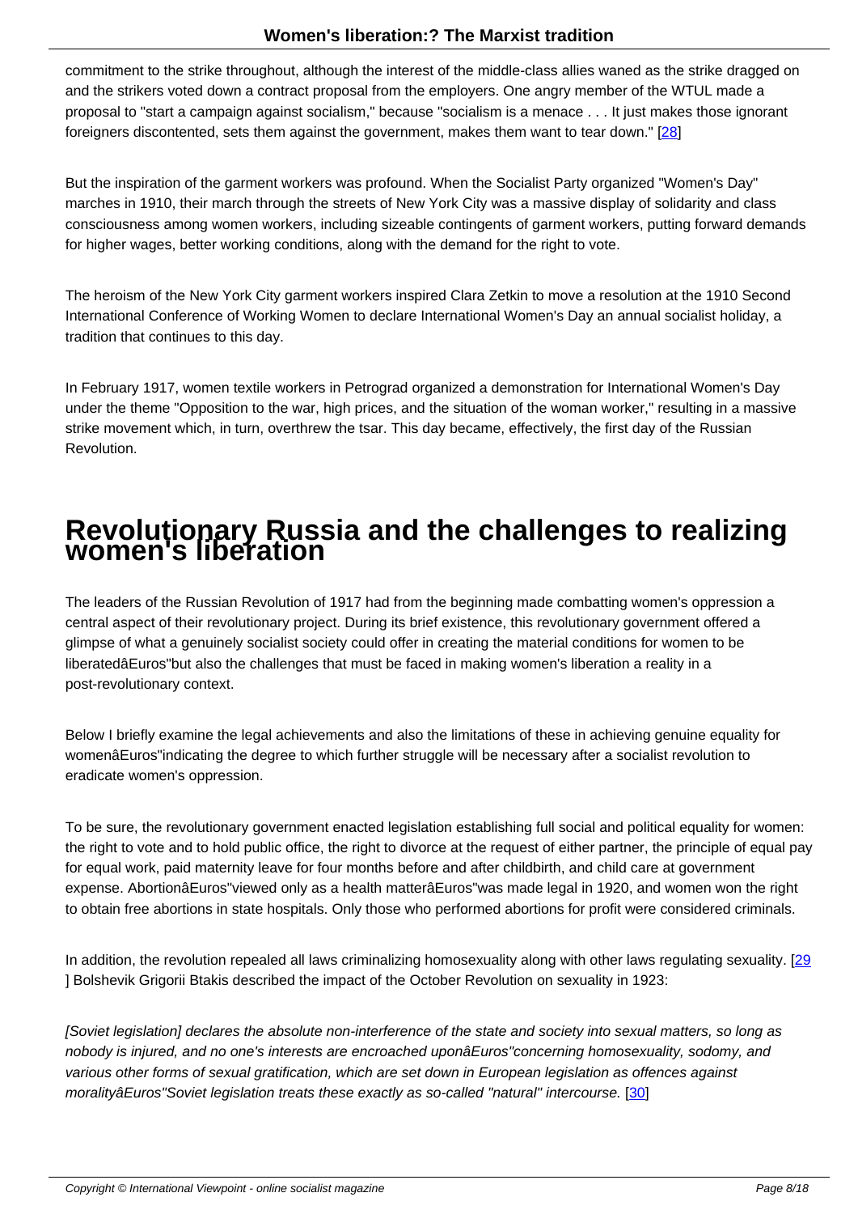commitment to the strike throughout, although the interest of the middle-class allies waned as the strike dragged on and the strikers voted down a contract proposal from the employers. One angry member of the WTUL made a proposal to "start a campaign against socialism," because "socialism is a menace . . . It just makes those ignorant foreigners discontented, sets them against the government, makes them want to tear down." [28]

But the inspiration of the garment workers was profound. When the Socialist Party organized "Women's Day" marches in 1910, their march through the streets of New York City was a massive display of solidarity and class consciousness among women workers, including sizeable contingents of garment workers, putting forward demands for higher wages, better working conditions, along with the demand for the right to vote.

The heroism of the New York City garment workers inspired Clara Zetkin to move a resolution at the 1910 Second International Conference of Working Women to declare International Women's Day an annual socialist holiday, a tradition that continues to this day.

In February 1917, women textile workers in Petrograd organized a demonstration for International Women's Day under the theme "Opposition to the war, high prices, and the situation of the woman worker," resulting in a massive strike movement which, in turn, overthrew the tsar. This day became, effectively, the first day of the Russian Revolution.

# Revolutionary Russia and the challenges to realizing women's liberation

The leaders of the Russian Revolution of 1917 had from the beginning made combatting women's oppression a central aspect of their revolutionary project. During its brief existence, this revolutionary government offered a glimpse of what a genuinely socialist society could offer in creating the material conditions for women to be liberatedâEuros"but also the challenges that must be faced in making women's liberation a reality in a post-revolutionary context.

Below I briefly examine the legal achievements and also the limitations of these in achieving genuine equality for womenâEuros"indicating the degree to which further struggle will be necessary after a socialist revolution to eradicate women's oppression.

To be sure, the revolutionary government enacted legislation establishing full social and political equality for women: the right to vote and to hold public office, the right to divorce at the request of either partner, the principle of equal pay for equal work, paid maternity leave for four months before and after childbirth, and child care at government expense. AbortionâEuros"viewed only as a health matterâEuros"was made legal in 1920, and women won the right to obtain free abortions in state hospitals. Only those who performed abortions for profit were considered criminals.

In addition, the revolution repealed all laws criminalizing homosexuality along with other laws regulating sexuality. [29] Bolshevik Grigorii Btakis described the impact of the October Revolution on sexuality in 1923:

*[Soviet legislation] declares the absolute non-interference of the state and society into sexual matters, so long as nobody is injured, and no one's interests are encroached uponâEuros"concerning homosexuality, sodomy, and various other forms of sexual gratification, which are set down in European legislation as offences against moralityâEuros"Soviet legislation treats these exactly as so-called "natural" intercourse.* [30]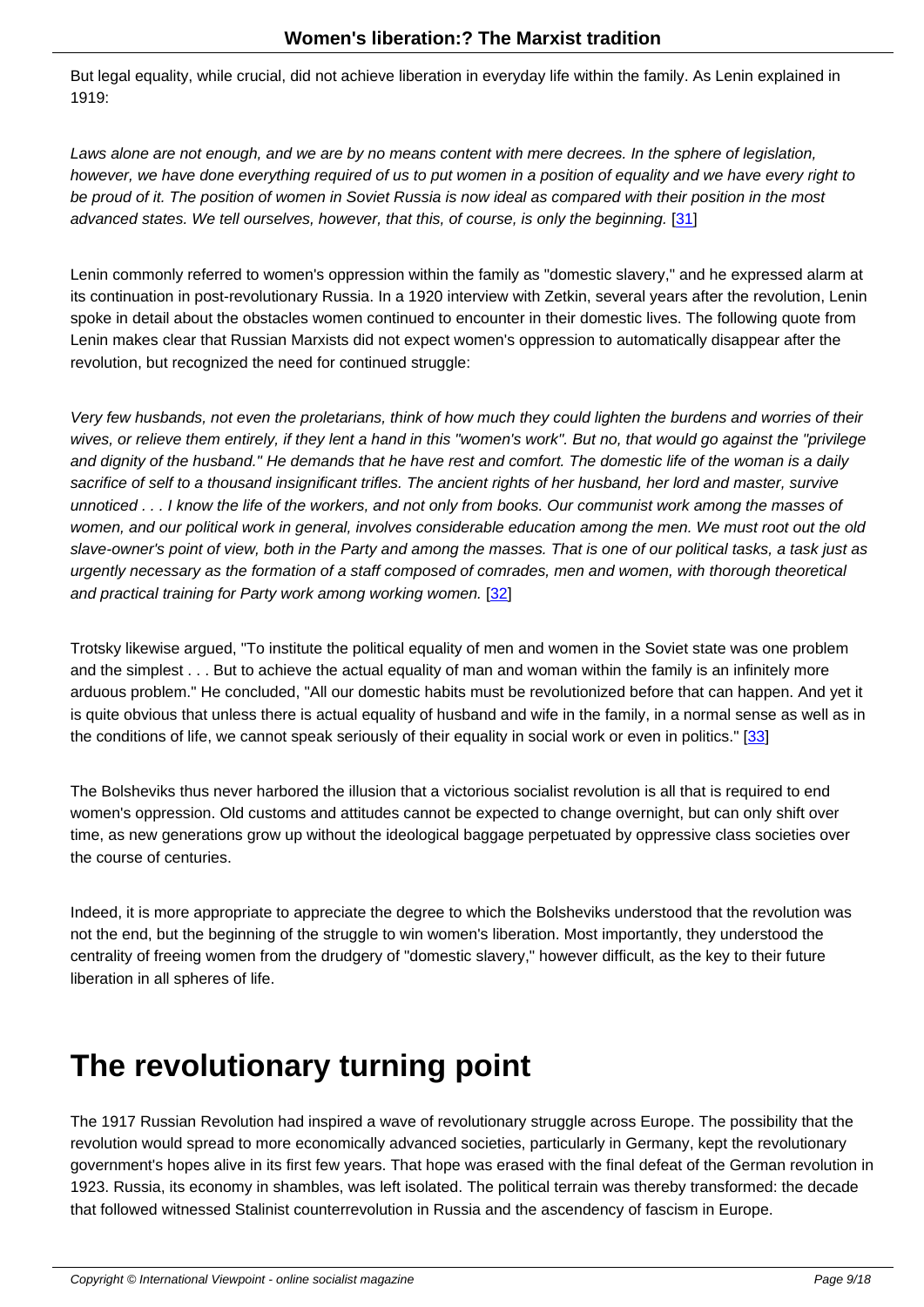But legal equality, while crucial, did not achieve liberation in everyday life within the family. As Lenin explained in 1919:

*Laws alone are not enough, and we are by no means content with mere decrees. In the sphere of legislation, however, we have done everything required of us to put women in a position of equality and we have every right to be proud of it. The position of women in Soviet Russia is now ideal as compared with their position in the most advanced states. We tell ourselves, however, that this, of course, is only the beginning.* [31]

Lenin commonly referred to women's oppression within the family as "domestic slavery," and he expressed alarm at its continuation in post-revolutionary Russia. In a 1920 interview with Zetkin, several years after the revolution, Lenin spoke in detail about the obstacles women continued to encounter in their domestic lives. The following quote from Lenin makes clear that Russian Marxists did not expect women's oppression to automatically disappear after the revolution, but recognized the need for continued struggle:

*Very few husbands, not even the proletarians, think of how much they could lighten the burdens and worries of their wives, or relieve them entirely, if they lent a hand in this "women's work". But no, that would go against the "privilege and dignity of the husband." He demands that he have rest and comfort. The domestic life of the woman is a daily sacrifice of self to a thousand insignificant trifles. The ancient rights of her husband, her lord and master, survive unnoticed . . . I know the life of the workers, and not only from books. Our communist work among the masses of women, and our political work in general, involves considerable education among the men. We must root out the old slave-owner's point of view, both in the Party and among the masses. That is one of our political tasks, a task just as urgently necessary as the formation of a staff composed of comrades, men and women, with thorough theoretical and practical training for Party work among working women.* [32]

Trotsky likewise argued, "To institute the political equality of men and women in the Soviet state was one problem and the simplest . . . But to achieve the actual equality of man and woman within the family is an infinitely more arduous problem." He concluded, "All our domestic habits must be revolutionized before that can happen. And yet it is quite obvious that unless there is actual equality of husband and wife in the family, in a normal sense as well as in the conditions of life, we cannot speak seriously of their equality in social work or even in politics." [33]

The Bolsheviks thus never harbored the illusion that a victorious socialist revolution is all that is required to end women's oppression. Old customs and attitudes cannot be expected to change overnight, but can only shift over time, as new generations grow up without the ideological baggage perpetuated by oppressive class societies over the course of centuries.

Indeed, it is more appropriate to appreciate the degree to which the Bolsheviks understood that the revolution was not the end, but the beginning of the struggle to win women's liberation. Most importantly, they understood the centrality of freeing women from the drudgery of "domestic slavery," however difficult, as the key to their future liberation in all spheres of life.

# The revolutionary turning point

The 1917 Russian Revolution had inspired a wave of revolutionary struggle across Europe. The possibility that the revolution would spread to more economically advanced societies, particularly in Germany, kept the revolutionary government's hopes alive in its first few years. That hope was erased with the final defeat of the German revolution in 1923. Russia, its economy in shambles, was left isolated. The political terrain was thereby transformed: the decade that followed witnessed Stalinist counterrevolution in Russia and the ascendency of fascism in Europe.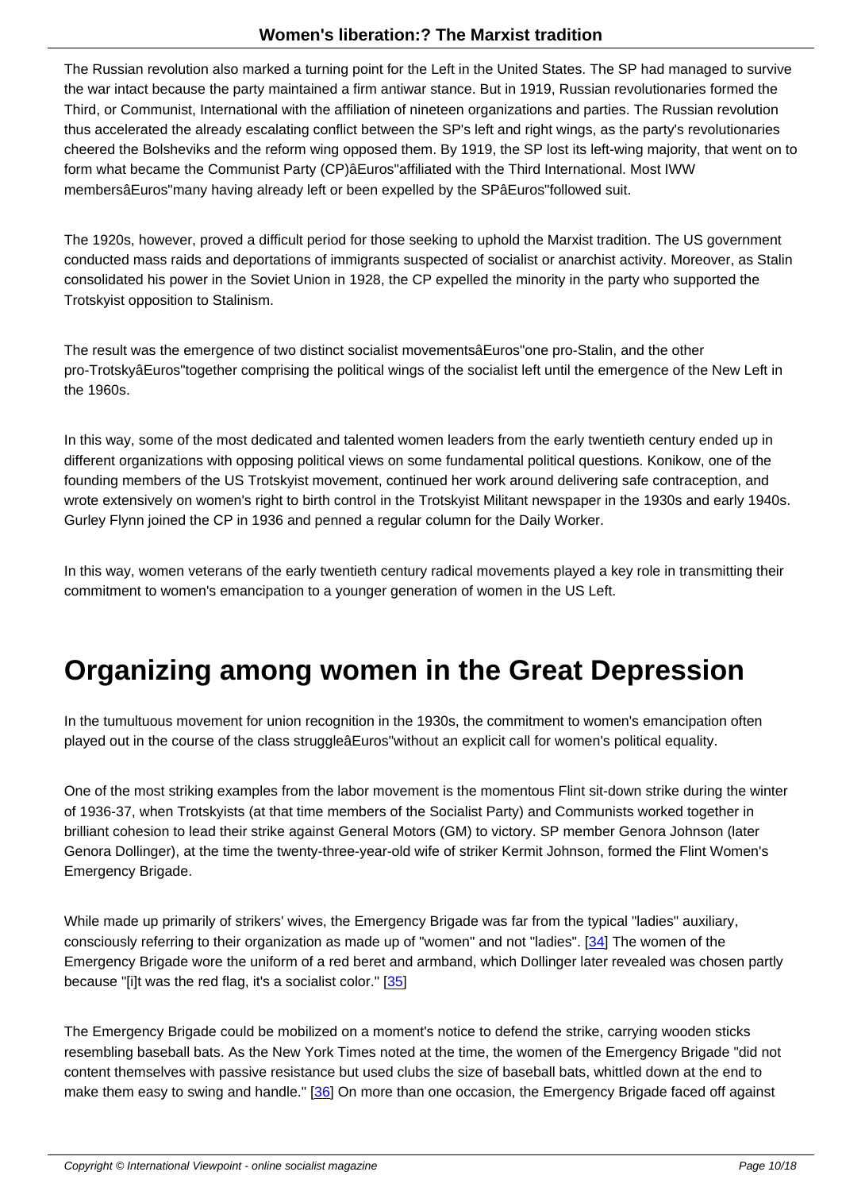The Russian revolution also marked a turning point for the Left in the United States. The SP had managed to survive the war intact because the party maintained a firm antiwar stance. But in 1919, Russian revolutionaries formed the Third, or Communist, International with the affiliation of nineteen organizations and parties. The Russian revolution thus accelerated the already escalating conflict between the SP's left and right wings, as the party's revolutionaries cheered the Bolsheviks and the reform wing opposed them. By 1919, the SP lost its left-wing majority, that went on to form what became the Communist Party (CP)âEuros"affiliated with the Third International. Most IWW membersâEuros"many having already left or been expelled by the SPâEuros"followed suit.

The 1920s, however, proved a difficult period for those seeking to uphold the Marxist tradition. The US government conducted mass raids and deportations of immigrants suspected of socialist or anarchist activity. Moreover, as Stalin consolidated his power in the Soviet Union in 1928, the CP expelled the minority in the party who supported the Trotskyist opposition to Stalinism.

The result was the emergence of two distinct socialist movementsâEuros"one pro-Stalin, and the other pro-TrotskyâEuros"together comprising the political wings of the socialist left until the emergence of the New Left in the 1960s.

In this way, some of the most dedicated and talented women leaders from the early twentieth century ended up in different organizations with opposing political views on some fundamental political questions. Konikow, one of the founding members of the US Trotskyist movement, continued her work around delivering safe contraception, and wrote extensively on women's right to birth control in the Trotskyist Militant newspaper in the 1930s and early 1940s. Gurley Flynn joined the CP in 1936 and penned a regular column for the Daily Worker.

In this way, women veterans of the early twentieth century radical movements played a key role in transmitting their commitment to women's emancipation to a younger generation of women in the US Left.

# Organizing among women in the Great Depression

In the tumultuous movement for union recognition in the 1930s, the commitment to women's emancipation often played out in the course of the class struggleâEuros"without an explicit call for women's political equality.

One of the most striking examples from the labor movement is the momentous Flint sit-down strike during the winter of 1936-37, when Trotskyists (at that time members of the Socialist Party) and Communists worked together in brilliant cohesion to lead their strike against General Motors (GM) to victory. SP member Genora Johnson (later Genora Dollinger), at the time the twenty-three-year-old wife of striker Kermit Johnson, formed the Flint Women's Emergency Brigade.

While made up primarily of strikers' wives, the Emergency Brigade was far from the typical "ladies" auxiliary, consciously referring to their organization as made up of "women" and not "ladies". [34] The women of the Emergency Brigade wore the uniform of a red beret and armband, which Dollinger later revealed was chosen partly because "[i]t was the red flag, it's a socialist color." [35]

The Emergency Brigade could be mobilized on a moment's notice to defend the strike, carrying wooden sticks resembling baseball bats. As the New York Times noted at the time, the women of the Emergency Brigade "did not content themselves with passive resistance but used clubs the size of baseball bats, whittled down at the end to make them easy to swing and handle." [36] On more than one occasion, the Emergency Brigade faced off against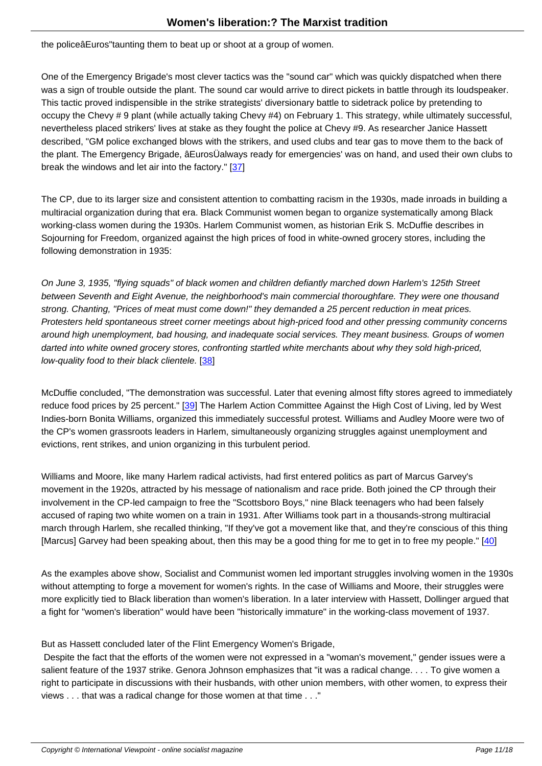the policeâEuros"taunting them to beat up or shoot at a group of women.

One of the Emergency Brigade's most clever tactics was the "sound car" which was quickly dispatched when there was a sign of trouble outside the plant. The sound car would arrive to direct pickets in battle through its loudspeaker. This tactic proved indispensible in the strike strategists' diversionary battle to sidetrack police by pretending to occupy the Chevy # 9 plant (while actually taking Chevy #4) on February 1. This strategy, while ultimately successful, nevertheless placed strikers' lives at stake as they fought the police at Chevy #9. As researcher Janice Hassett described, "GM police exchanged blows with the strikers, and used clubs and tear gas to move them to the back of the plant. The Emergency Brigade, âEurosÜalways ready for emergencies' was on hand, and used their own clubs to break the windows and let air into the factory." [37]

The CP, due to its larger size and consistent attention to combatting racism in the 1930s, made inroads in building a multiracial organization during that era. Black Communist women began to organize systematically among Black working-class women during the 1930s. Harlem Communist women, as historian Erik S. McDuffie describes in Sojourning for Freedom, organized against the high prices of food in white-owned grocery stores, including the following demonstration in 1935:

*On June 3, 1935, "flying squads" of black women and children defiantly marched down Harlem's 125th Street between Seventh and Eight Avenue, the neighborhood's main commercial thoroughfare. They were one thousand strong. Chanting, "Prices of meat must come down!" they demanded a 25 percent reduction in meat prices. Protesters held spontaneous street corner meetings about high-priced food and other pressing community concerns around high unemployment, bad housing, and inadequate social services. They meant business. Groups of women darted into white owned grocery stores, confronting startled white merchants about why they sold high-priced, low-quality food to their black clientele.* [38]

McDuffie concluded, "The demonstration was successful. Later that evening almost fifty stores agreed to immediately reduce food prices by 25 percent." [39] The Harlem Action Committee Against the High Cost of Living, led by West Indies-born Bonita Williams, organized this immediately successful protest. Williams and Audley Moore were two of the CP's women grassroots leaders in Harlem, simultaneously organizing struggles against unemployment and evictions, rent strikes, and union organizing in this turbulent period.

Williams and Moore, like many Harlem radical activists, had first entered politics as part of Marcus Garvey's movement in the 1920s, attracted by his message of nationalism and race pride. Both joined the CP through their involvement in the CP-led campaign to free the "Scottsboro Boys," nine Black teenagers who had been falsely accused of raping two white women on a train in 1931. After Williams took part in a thousands-strong multiracial march through Harlem, she recalled thinking, "If they've got a movement like that, and they're conscious of this thing [Marcus] Garvey had been speaking about, then this may be a good thing for me to get in to free my people." [40]

As the examples above show, Socialist and Communist women led important struggles involving women in the 1930s without attempting to forge a movement for women's rights. In the case of Williams and Moore, their struggles were more explicitly tied to Black liberation than women's liberation. In a later interview with Hassett, Dollinger argued that a fight for "women's liberation" would have been "historically immature" in the working-class movement of 1937.

But as Hassett concluded later of the Flint Emergency Women's Brigade,

Despite the fact that the efforts of the women were not expressed in a "woman's movement," gender issues were a salient feature of the 1937 strike. Genora Johnson emphasizes that "it was a radical change. . . . To give women a right to participate in discussions with their husbands, with other union members, with other women, to express their views . . . that was a radical change for those women at that time . . ."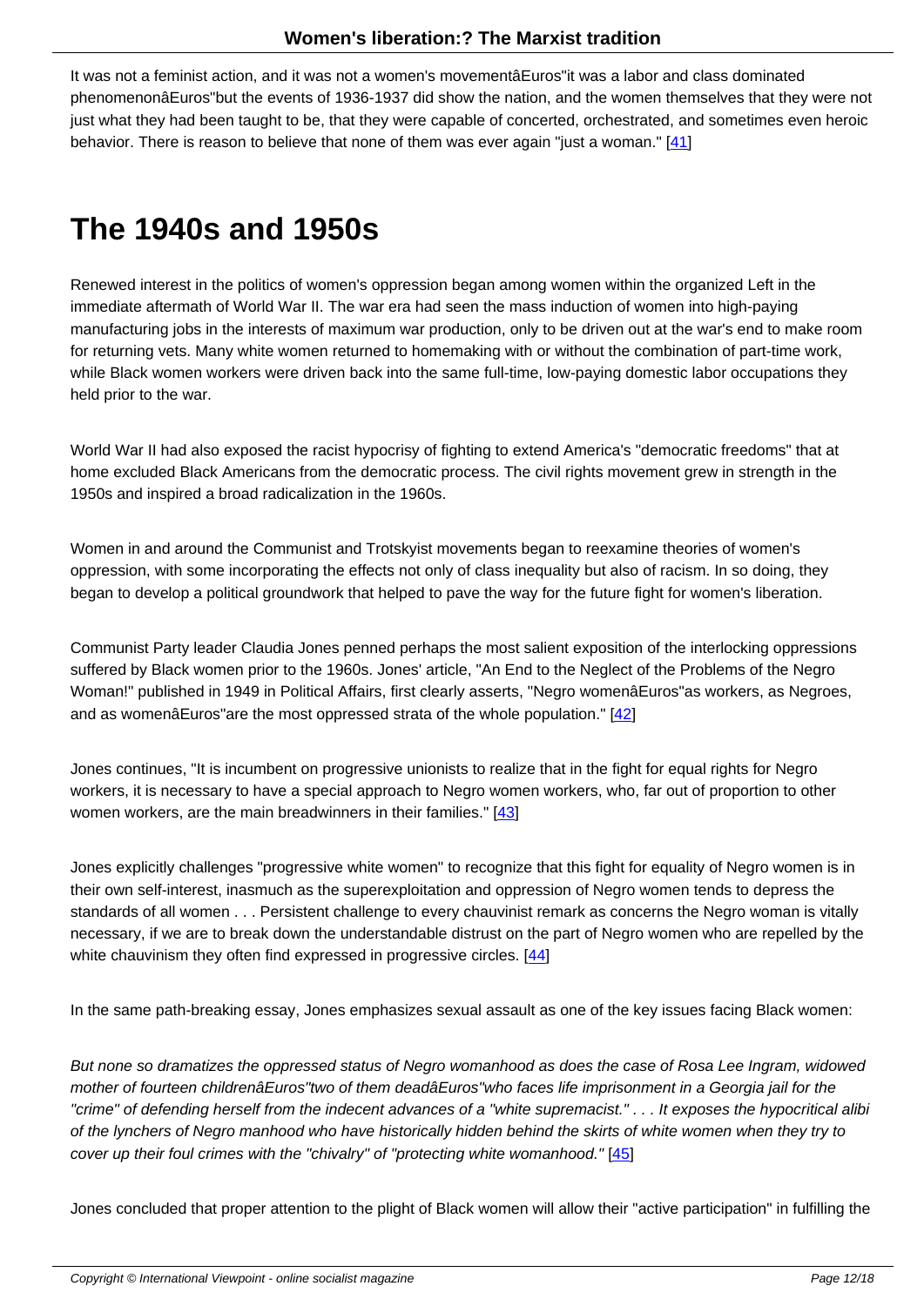It was not a feminist action, and it was not a women's movementâEuros"it was a labor and class dominated phenomenonâEuros"but the events of 1936-1937 did show the nation, and the women themselves that they were not just what they had been taught to be, that they were capable of concerted, orchestrated, and sometimes even heroic behavior. There is reason to believe that none of them was ever again "just a woman." [41]

# The 1940s and 1950s

Renewed interest in the politics of women's oppression began among women within the organized Left in the immediate aftermath of World War II. The war era had seen the mass induction of women into high-paying manufacturing jobs in the interests of maximum war production, only to be driven out at the war's end to make room for returning vets. Many white women returned to homemaking with or without the combination of part-time work, while Black women workers were driven back into the same full-time, low-paying domestic labor occupations they held prior to the war.

World War II had also exposed the racist hypocrisy of fighting to extend America's "democratic freedoms" that at home excluded Black Americans from the democratic process. The civil rights movement grew in strength in the 1950s and inspired a broad radicalization in the 1960s.

Women in and around the Communist and Trotskyist movements began to reexamine theories of women's oppression, with some incorporating the effects not only of class inequality but also of racism. In so doing, they began to develop a political groundwork that helped to pave the way for the future fight for women's liberation.

Communist Party leader Claudia Jones penned perhaps the most salient exposition of the interlocking oppressions suffered by Black women prior to the 1960s. Jones' article, "An End to the Neglect of the Problems of the Negro Woman!" published in 1949 in Political Affairs, first clearly asserts, "Negro womenâEuros"as workers, as Negroes, and as womenâEuros"are the most oppressed strata of the whole population." [42]

Jones continues, "It is incumbent on progressive unionists to realize that in the fight for equal rights for Negro workers, it is necessary to have a special approach to Negro women workers, who, far out of proportion to other women workers, are the main breadwinners in their families." [43]

Jones explicitly challenges "progressive white women" to recognize that this fight for equality of Negro women is in their own self-interest, inasmuch as the superexploitation and oppression of Negro women tends to depress the standards of all women . . . Persistent challenge to every chauvinist remark as concerns the Negro woman is vitally necessary, if we are to break down the understandable distrust on the part of Negro women who are repelled by the white chauvinism they often find expressed in progressive circles. [44]

In the same path-breaking essay, Jones emphasizes sexual assault as one of the key issues facing Black women:

*But none so dramatizes the oppressed status of Negro womanhood as does the case of Rosa Lee Ingram, widowed mother of fourteen childrenâEuros"two of them deadâEuros"who faces life imprisonment in a Georgia jail for the "crime" of defending herself from the indecent advances of a "white supremacist." . . . It exposes the hypocritical alibi of the lynchers of Negro manhood who have historically hidden behind the skirts of white women when they try to cover up their foul crimes with the "chivalry" of "protecting white womanhood."* [45]

Jones concluded that proper attention to the plight of Black women will allow their "active participation" in fulfilling the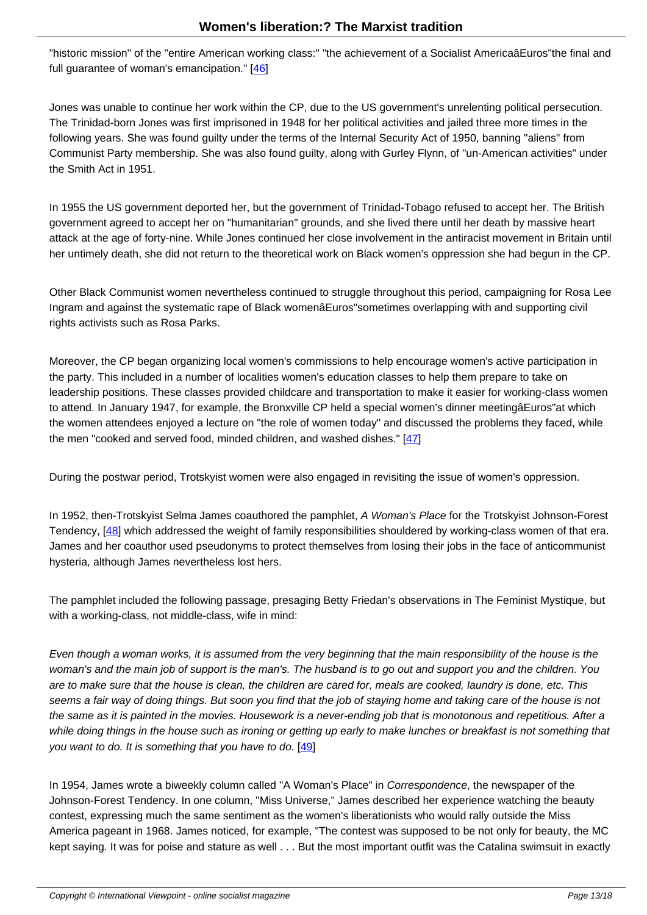"historic mission" of the "entire American working class:" "the achievement of a Socialist AmericaâEuros"the final and full guarantee of woman's emancipation." [46]

Jones was unable to continue her work within the CP, due to the US government's unrelenting political persecution. The Trinidad-born Jones was first imprisoned in 1948 for her political activities and jailed three more times in the following years. She was found guilty under the terms of the Internal Security Act of 1950, banning "aliens" from Communist Party membership. She was also found guilty, along with Gurley Flynn, of "un-American activities" under the Smith Act in 1951.

In 1955 the US government deported her, but the government of Trinidad-Tobago refused to accept her. The British government agreed to accept her on "humanitarian" grounds, and she lived there until her death by massive heart attack at the age of forty-nine. While Jones continued her close involvement in the antiracist movement in Britain until her untimely death, she did not return to the theoretical work on Black women's oppression she had begun in the CP.

Other Black Communist women nevertheless continued to struggle throughout this period, campaigning for Rosa Lee Ingram and against the systematic rape of Black womenâEuros"sometimes overlapping with and supporting civil rights activists such as Rosa Parks.

Moreover, the CP began organizing local women's commissions to help encourage women's active participation in the party. This included in a number of localities women's education classes to help them prepare to take on leadership positions. These classes provided childcare and transportation to make it easier for working-class women to attend. In January 1947, for example, the Bronxville CP held a special women's dinner meetingâEuros"at which the women attendees enjoyed a lecture on "the role of women today" and discussed the problems they faced, while the men "cooked and served food, minded children, and washed dishes." [47]

During the postwar period, Trotskyist women were also engaged in revisiting the issue of women's oppression.

In 1952, then-Trotskyist Selma James coauthored the pamphlet, *A Woman's Place* for the Trotskyist Johnson-Forest Tendency, [48] which addressed the weight of family responsibilities shouldered by working-class women of that era. James and her coauthor used pseudonyms to protect themselves from losing their jobs in the face of anticommunist hysteria, although James nevertheless lost hers.

The pamphlet included the following passage, presaging Betty Friedan's observations in The Feminist Mystique, but with a working-class, not middle-class, wife in mind:

*Even though a woman works, it is assumed from the very beginning that the main responsibility of the house is the woman's and the main job of support is the man's. The husband is to go out and support you and the children. You are to make sure that the house is clean, the children are cared for, meals are cooked, laundry is done, etc. This seems a fair way of doing things. But soon you find that the job of staying home and taking care of the house is not the same as it is painted in the movies. Housework is a never-ending job that is monotonous and repetitious. After a while doing things in the house such as ironing or getting up early to make lunches or breakfast is not something that you want to do. It is something that you have to do.* [49]

In 1954, James wrote a biweekly column called "A Woman's Place" in *Correspondence*, the newspaper of the Johnson-Forest Tendency. In one column, "Miss Universe," James described her experience watching the beauty contest, expressing much the same sentiment as the women's liberationists who would rally outside the Miss America pageant in 1968. James noticed, for example, "The contest was supposed to be not only for beauty, the MC kept saying. It was for poise and stature as well . . . But the most important outfit was the Catalina swimsuit in exactly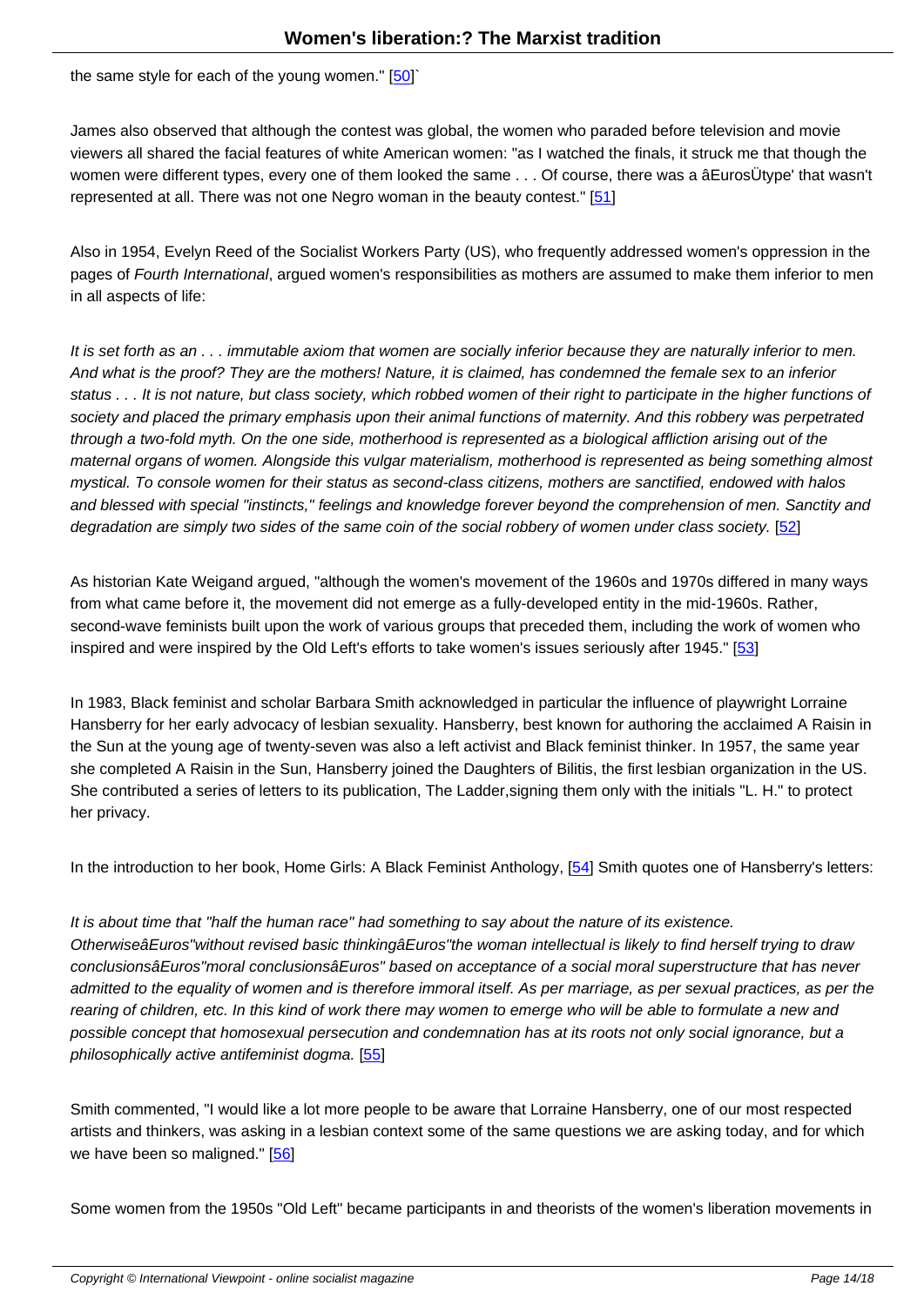the same style for each of the young women." [50]`

James also observed that although the contest was global, the women who paraded before television and movie viewers all shared the facial features of white American women: "as I watched the finals, it struck me that though the women were different types, every one of them looked the same . . . Of course, there was a âEurosÜtype' that wasn't represented at all. There was not one Negro woman in the beauty contest." [51]

Also in 1954, Evelyn Reed of the Socialist Workers Party (US), who frequently addressed women's oppression in the pages of *Fourth International*, argued women's responsibilities as mothers are assumed to make them inferior to men in all aspects of life:

*It is set forth as an . . . immutable axiom that women are socially inferior because they are naturally inferior to men. And what is the proof? They are the mothers! Nature, it is claimed, has condemned the female sex to an inferior status . . . It is not nature, but class society, which robbed women of their right to participate in the higher functions of society and placed the primary emphasis upon their animal functions of maternity. And this robbery was perpetrated through a two-fold myth. On the one side, motherhood is represented as a biological affliction arising out of the maternal organs of women. Alongside this vulgar materialism, motherhood is represented as being something almost mystical. To console women for their status as second-class citizens, mothers are sanctified, endowed with halos and blessed with special "instincts," feelings and knowledge forever beyond the comprehension of men. Sanctity and degradation are simply two sides of the same coin of the social robbery of women under class society.* [52]

As historian Kate Weigand argued, "although the women's movement of the 1960s and 1970s differed in many ways from what came before it, the movement did not emerge as a fully-developed entity in the mid-1960s. Rather, second-wave feminists built upon the work of various groups that preceded them, including the work of women who inspired and were inspired by the Old Left's efforts to take women's issues seriously after 1945." [53]

In 1983, Black feminist and scholar Barbara Smith acknowledged in particular the influence of playwright Lorraine Hansberry for her early advocacy of lesbian sexuality. Hansberry, best known for authoring the acclaimed A Raisin in the Sun at the young age of twenty-seven was also a left activist and Black feminist thinker. In 1957, the same year she completed A Raisin in the Sun, Hansberry joined the Daughters of Bilitis, the first lesbian organization in the US. She contributed a series of letters to its publication, The Ladder,signing them only with the initials "L. H." to protect her privacy.

In the introduction to her book, Home Girls: A Black Feminist Anthology, [54] Smith quotes one of Hansberry's letters:

*It is about time that "half the human race" had something to say about the nature of its existence. OtherwiseâEuros"without revised basic thinkingâEuros"the woman intellectual is likely to find herself trying to draw conclusionsâEuros"moral conclusionsâEuros" based on acceptance of a social moral superstructure that has never admitted to the equality of women and is therefore immoral itself. As per marriage, as per sexual practices, as per the rearing of children, etc. In this kind of work there may women to emerge who will be able to formulate a new and possible concept that homosexual persecution and condemnation has at its roots not only social ignorance, but a philosophically active antifeminist dogma.* [55]

Smith commented, "I would like a lot more people to be aware that Lorraine Hansberry, one of our most respected artists and thinkers, was asking in a lesbian context some of the same questions we are asking today, and for which we have been so maligned." [56]

Some women from the 1950s "Old Left" became participants in and theorists of the women's liberation movements in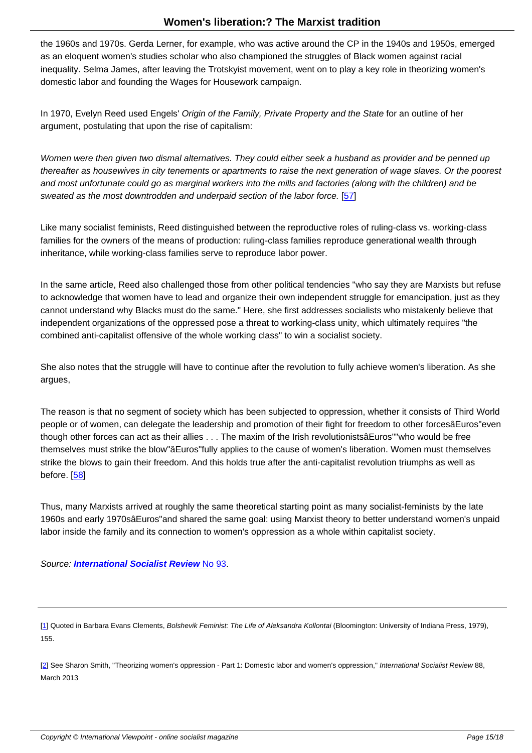the 1960s and 1970s. Gerda Lerner, for example, who was active around the CP in the 1940s and 1950s, emerged as an eloquent women's studies scholar who also championed the struggles of Black women against racial inequality. Selma James, after leaving the Trotskyist movement, went on to play a key role in theorizing women's domestic labor and founding the Wages for Housework campaign.

In 1970, Evelyn Reed used Engels' *Origin of the Family, Private Property and the State* for an outline of her argument, postulating that upon the rise of capitalism:

*Women were then given two dismal alternatives. They could either seek a husband as provider and be penned up thereafter as housewives in city tenements or apartments to raise the next generation of wage slaves. Or the poorest and most unfortunate could go as marginal workers into the mills and factories (along with the children) and be sweated as the most downtrodden and underpaid section of the labor force.* [57]

Like many socialist feminists, Reed distinguished between the reproductive roles of ruling-class vs. working-class families for the owners of the means of production: ruling-class families reproduce generational wealth through inheritance, while working-class families serve to reproduce labor power.

In the same article, Reed also challenged those from other political tendencies "who say they are Marxists but refuse to acknowledge that women have to lead and organize their own independent struggle for emancipation, just as they cannot understand why Blacks must do the same." Here, she first addresses socialists who mistakenly believe that independent organizations of the oppressed pose a threat to working-class unity, which ultimately requires "the combined anti-capitalist offensive of the whole working class" to win a socialist society.

She also notes that the struggle will have to continue after the revolution to fully achieve women's liberation. As she argues,

The reason is that no segment of society which has been subjected to oppression, whether it consists of Third World people or of women, can delegate the leadership and promotion of their fight for freedom to other forcesâEuros"even though other forces can act as their allies . . . The maxim of the Irish revolutionistsâEuros""who would be free themselves must strike the blow"âEuros"fully applies to the cause of women's liberation. Women must themselves strike the blows to gain their freedom. And this holds true after the anti-capitalist revolution triumphs as well as before. [58]

Thus, many Marxists arrived at roughly the same theoretical starting point as many socialist-feminists by the late 1960s and early 1970sâEuros"and shared the same goal: using Marxist theory to better understand women's unpaid labor inside the family and its connection to women's oppression as a whole within capitalist society.

*Source:* ***International Socialist Review*** No 93.

---

[1] Quoted in Barbara Evans Clements, *Bolshevik Feminist: The Life of Aleksandra Kollontai* (Bloomington: University of Indiana Press, 1979), 155.

[2] See Sharon Smith, "Theorizing women's oppression - Part 1: Domestic labor and women's oppression," *International Socialist Review* 88, March 2013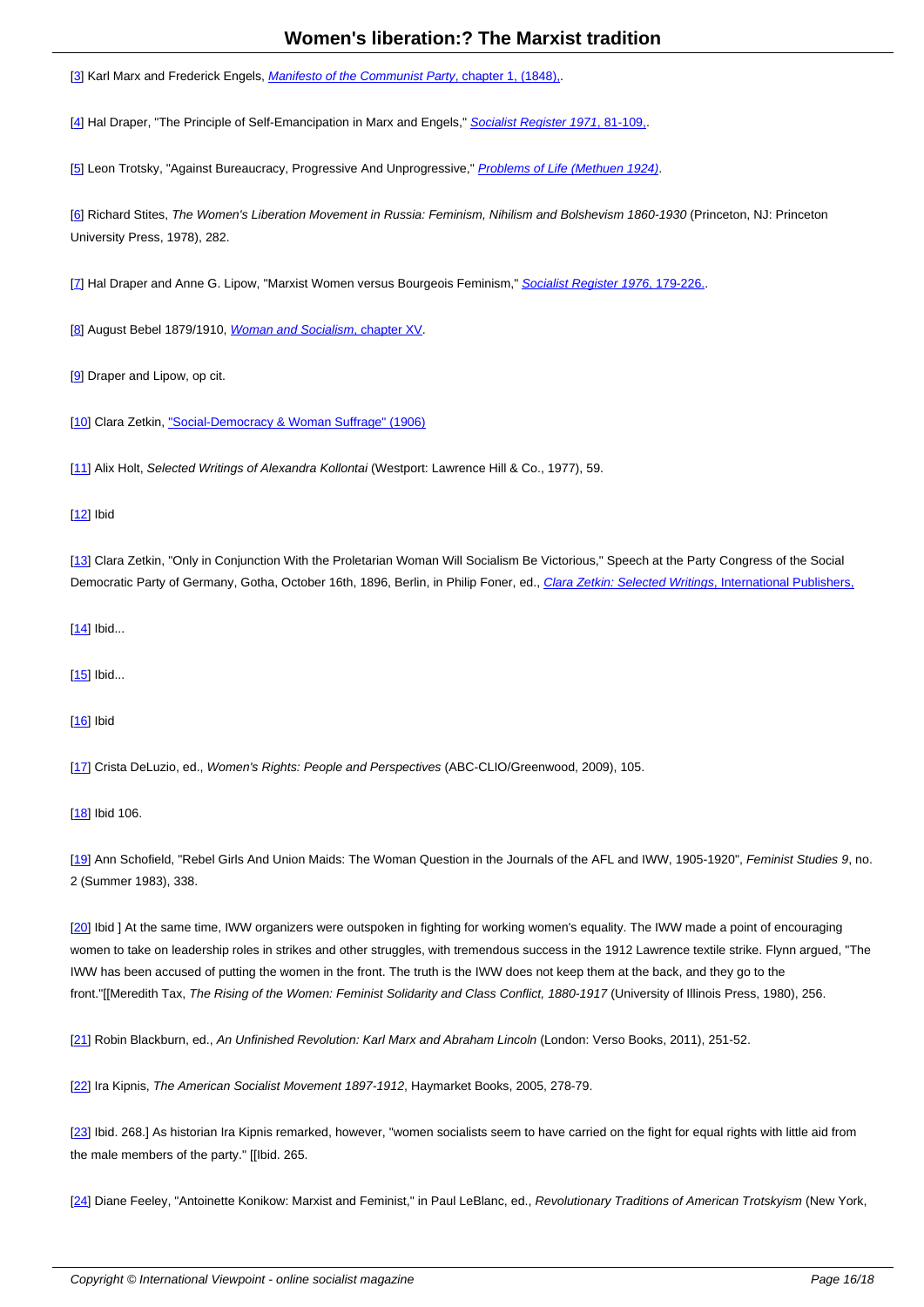[3] Karl Marx and Frederick Engels, *Manifesto of the Communist Party*, chapter 1, (1848),.

[4] Hal Draper, "The Principle of Self-Emancipation in Marx and Engels," *Socialist Register 1971*, 81-109,.

[5] Leon Trotsky, "Against Bureaucracy, Progressive And Unprogressive," *Problems of Life (Methuen 1924)*.

[6] Richard Stites, *The Women's Liberation Movement in Russia: Feminism, Nihilism and Bolshevism 1860-1930* (Princeton, NJ: Princeton University Press, 1978), 282.

[7] Hal Draper and Anne G. Lipow, "Marxist Women versus Bourgeois Feminism," *Socialist Register 1976*, 179-226..

[8] August Bebel 1879/1910, *Woman and Socialism*, chapter XV.

[9] Draper and Lipow, op cit.

[10] Clara Zetkin, "Social-Democracy & Woman Suffrage" (1906)

[11] Alix Holt, *Selected Writings of Alexandra Kollontai* (Westport: Lawrence Hill & Co., 1977), 59.

[12] Ibid

[13] Clara Zetkin, "Only in Conjunction With the Proletarian Woman Will Socialism Be Victorious," Speech at the Party Congress of the Social Democratic Party of Germany, Gotha, October 16th, 1896, Berlin, in Philip Foner, ed., *Clara Zetkin: Selected Writings*, International Publishers,

[14] Ibid...

[15] Ibid...

[16] Ibid

[17] Crista DeLuzio, ed., *Women's Rights: People and Perspectives* (ABC-CLIO/Greenwood, 2009), 105.

[18] Ibid 106.

[19] Ann Schofield, "Rebel Girls And Union Maids: The Woman Question in the Journals of the AFL and IWW, 1905-1920", *Feminist Studies 9*, no. 2 (Summer 1983), 338.

[20] Ibid ] At the same time, IWW organizers were outspoken in fighting for working women's equality. The IWW made a point of encouraging women to take on leadership roles in strikes and other struggles, with tremendous success in the 1912 Lawrence textile strike. Flynn argued, "The IWW has been accused of putting the women in the front. The truth is the IWW does not keep them at the back, and they go to the front."[[Meredith Tax, *The Rising of the Women: Feminist Solidarity and Class Conflict, 1880-1917* (University of Illinois Press, 1980), 256.

[21] Robin Blackburn, ed., *An Unfinished Revolution: Karl Marx and Abraham Lincoln* (London: Verso Books, 2011), 251-52.

[22] Ira Kipnis, *The American Socialist Movement 1897-1912*, Haymarket Books, 2005, 278-79.

[23] Ibid. 268.] As historian Ira Kipnis remarked, however, "women socialists seem to have carried on the fight for equal rights with little aid from the male members of the party." [[Ibid. 265.

[24] Diane Feeley, "Antoinette Konikow: Marxist and Feminist," in Paul LeBlanc, ed., *Revolutionary Traditions of American Trotskyism* (New York,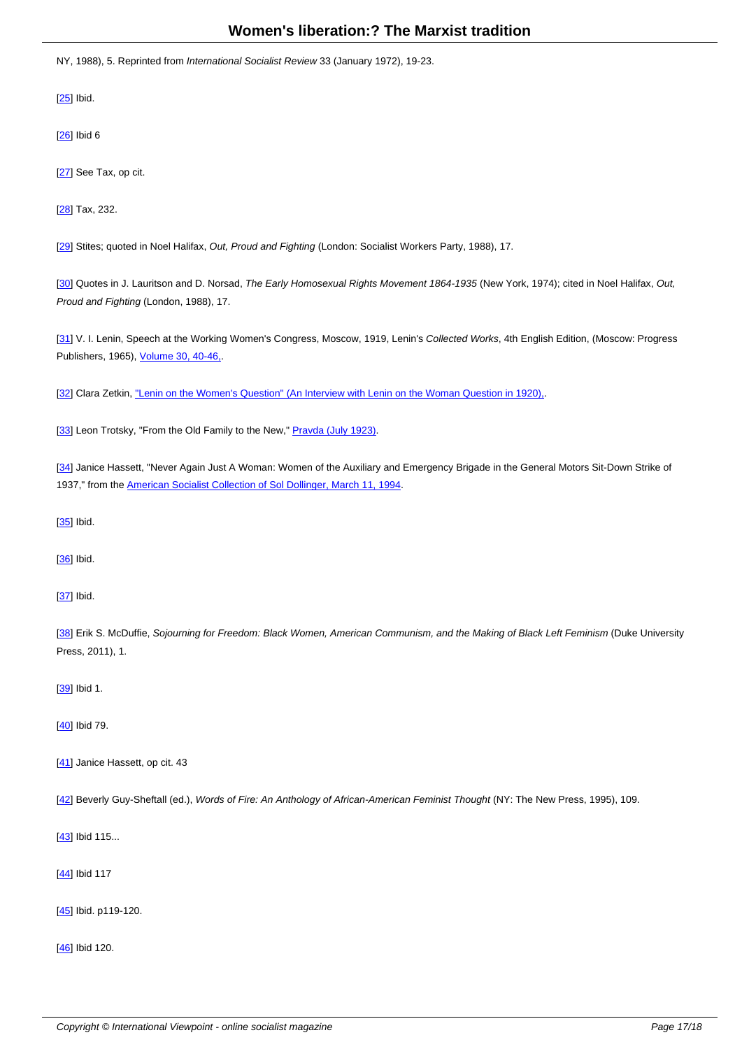NY, 1988), 5. Reprinted from *International Socialist Review* 33 (January 1972), 19-23.

[25] Ibid.

[26] Ibid 6

[27] See Tax, op cit.

[28] Tax, 232.

[29] Stites; quoted in Noel Halifax, *Out, Proud and Fighting* (London: Socialist Workers Party, 1988), 17.

[30] Quotes in J. Lauritson and D. Norsad, *The Early Homosexual Rights Movement 1864-1935* (New York, 1974); cited in Noel Halifax, *Out, Proud and Fighting* (London, 1988), 17.

[31] V. I. Lenin, Speech at the Working Women's Congress, Moscow, 1919, Lenin's *Collected Works*, 4th English Edition, (Moscow: Progress Publishers, 1965), Volume 30, 40-46,.

[32] Clara Zetkin, "Lenin on the Women's Question" (An Interview with Lenin on the Woman Question in 1920),.

[33] Leon Trotsky, "From the Old Family to the New," Pravda (July 1923).

[34] Janice Hassett, "Never Again Just A Woman: Women of the Auxiliary and Emergency Brigade in the General Motors Sit-Down Strike of 1937," from the American Socialist Collection of Sol Dollinger, March 11, 1994.

[35] Ibid.

[36] Ibid.

[37] Ibid.

[38] Erik S. McDuffie, *Sojourning for Freedom: Black Women, American Communism, and the Making of Black Left Feminism* (Duke University Press, 2011), 1.

[39] Ibid 1.

[40] Ibid 79.

[41] Janice Hassett, op cit. 43

[42] Beverly Guy-Sheftall (ed.), *Words of Fire: An Anthology of African-American Feminist Thought* (NY: The New Press, 1995), 109.

[43] Ibid 115...

[44] Ibid 117

[45] Ibid. p119-120.

[46] Ibid 120.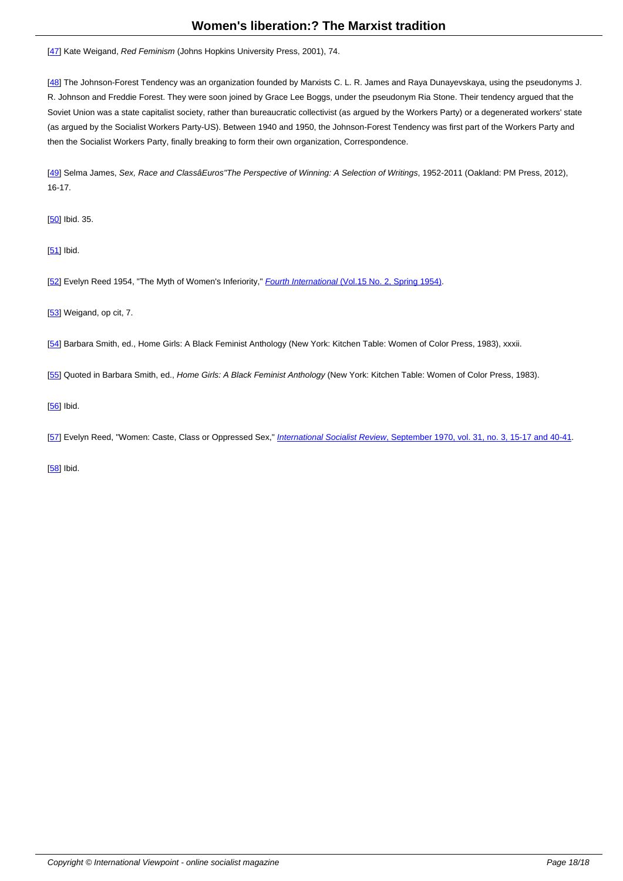[47] Kate Weigand, *Red Feminism* (Johns Hopkins University Press, 2001), 74.

[48] The Johnson-Forest Tendency was an organization founded by Marxists C. L. R. James and Raya Dunayevskaya, using the pseudonyms J. R. Johnson and Freddie Forest. They were soon joined by Grace Lee Boggs, under the pseudonym Ria Stone. Their tendency argued that the Soviet Union was a state capitalist society, rather than bureaucratic collectivist (as argued by the Workers Party) or a degenerated workers' state (as argued by the Socialist Workers Party-US). Between 1940 and 1950, the Johnson-Forest Tendency was first part of the Workers Party and then the Socialist Workers Party, finally breaking to form their own organization, Correspondence.

[49] Selma James, *Sex, Race and ClassâEuros"The Perspective of Winning: A Selection of Writings*, 1952-2011 (Oakland: PM Press, 2012), 16-17.

[50] Ibid. 35.

[51] Ibid.

[52] Evelyn Reed 1954, "The Myth of Women's Inferiority," *Fourth International* (Vol.15 No. 2, Spring 1954).

[53] Weigand, op cit, 7.

[54] Barbara Smith, ed., Home Girls: A Black Feminist Anthology (New York: Kitchen Table: Women of Color Press, 1983), xxxii.

[55] Quoted in Barbara Smith, ed., *Home Girls: A Black Feminist Anthology* (New York: Kitchen Table: Women of Color Press, 1983).

[56] Ibid.

[57] Evelyn Reed, "Women: Caste, Class or Oppressed Sex," *International Socialist Review*, September 1970, vol. 31, no. 3, 15-17 and 40-41.

[58] Ibid.